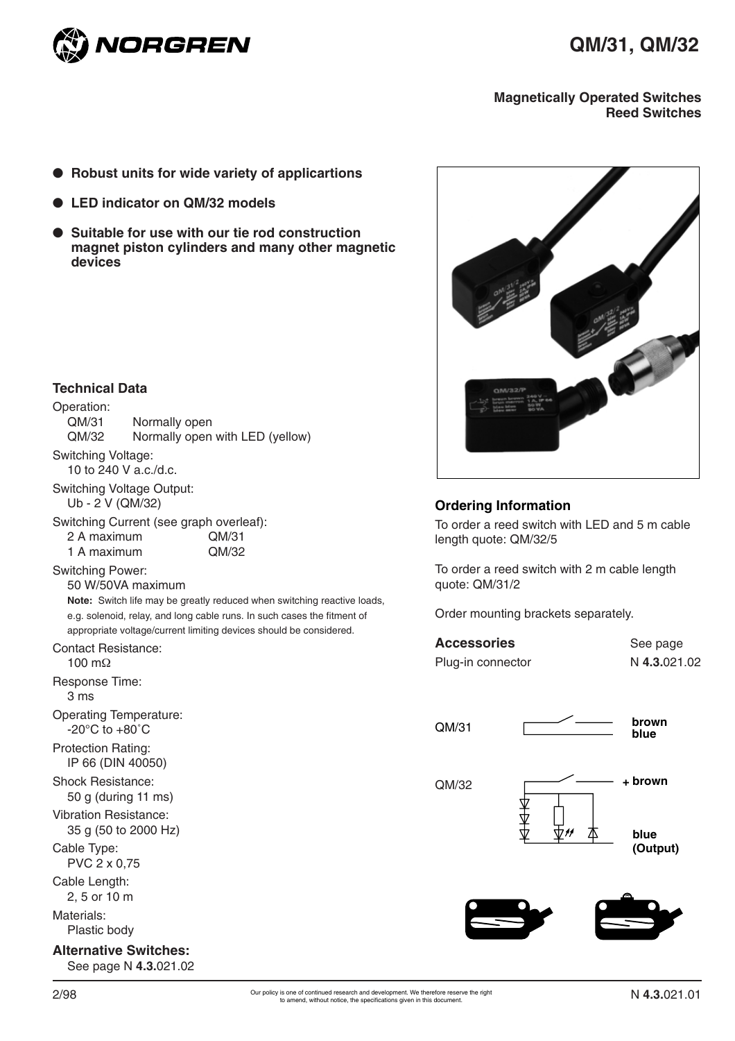# QM/31, QM/32

**Magnetically Operated Switches**
**Reed Switches**

- **Robust units for wide variety of applicartions**
- **LED indicator on QM/32 models**
- **Suitable for use with our tie rod construction magnet piston cylinders and many other magnetic devices**

### Technical Data

Operation:
QM/31 Normally open
QM/32 Normally open with LED (yellow)

Switching Voltage:
10 to 240 V a.c./d.c.

Switching Voltage Output:
Ub - 2 V (QM/32)

Switching Current (see graph overleaf):
2 A maximum QM/31
1 A maximum QM/32

Switching Power:
50 W/50VA maximum

**Note:** Switch life may be greatly reduced when switching reactive loads, e.g. solenoid, relay, and long cable runs. In such cases the fitment of appropriate voltage/current limiting devices should be considered.

Contact Resistance:
100 mΩ

Response Time:
3 ms

Operating Temperature:
-20°C to +80˚C

Protection Rating:
IP 66 (DIN 40050)

Shock Resistance:
50 g (during 11 ms)

Vibration Resistance:
35 g (50 to 2000 Hz)

Cable Type:
PVC 2 x 0,75

Cable Length:
2, 5 or 10 m

Materials:
Plastic body

### Alternative Switches:

See page N **4.3.**021.02

### Ordering Information

To order a reed switch with LED and 5 m cable length quote: QM/32/5

To order a reed switch with 2 m cable length quote: QM/31/2

Order mounting brackets separately.

| **Accessories** | See page |
|---|---|
| Plug-in connector | N **4.3.**021.02 |

QM/31 — **brown**, **blue**

QM/32 — **+ brown**, **blue (Output)**

2/98

Our policy is one of continued research and development. We therefore reserve the right to amend, without notice, the specifications given in this document.

N **4.3.**021.01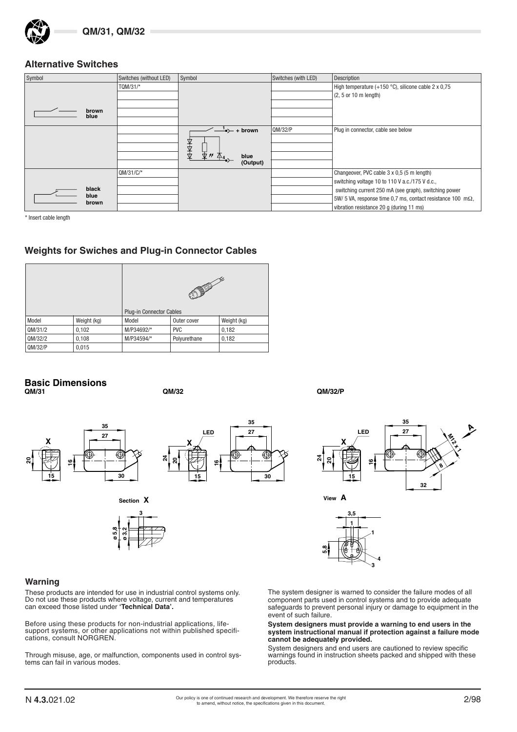## Alternative Switches

| Symbol | Switches (without LED) | Symbol | Switches (with LED) | Description |
|---|---|---|---|---|
| brown / blue | TQM/31/* | | | High temperature (+150 °C), silicone cable 2 x 0,75 (2, 5 or 10 m length) |
| | | 1 + brown / 4 blue (Output) | QM/32/P | Plug in connector, cable see below |
| black / blue / brown | QM/31/C/* | | | Changeover, PVC cable 3 x 0,5 (5 m length) switching voltage 10 to 110 V a.c./175 V d.c., switching current 250 mA (see graph), switching power 5W/ 5 VA, response time 0,7 ms, contact resistance 100 mΩ, vibration resistance 20 g (during 11 ms) |

\* Insert cable length

## Weights for Swiches and Plug-in Connector Cables

| | | Plug-in Connector Cables | | |
|---|---|---|---|---|
| Model | Weight (kg) | Model | Outer cover | Weight (kg) |
| QM/31/2 | 0,102 | M/P34692/* | PVC | 0,182 |
| QM/32/2 | 0,108 | M/P34594/* | Polyurethane | 0,182 |
| QM/32/P | 0,015 | | | |

## Basic Dimensions

**QM/31** **QM/32** **QM/32/P**

Section X

View A

## Warning

These products are intended for use in industrial control systems only. Do not use these products where voltage, current and temperatures can exceed those listed under **'Technical Data'.**

Before using these products for non-industrial applications, life-support systems, or other applications not within published specifications, consult NORGREN.

Through misuse, age, or malfunction, components used in control systems can fail in various modes.

The system designer is warned to consider the failure modes of all component parts used in control systems and to provide adequate safeguards to prevent personal injury or damage to equipment in the event of such failure.

**System designers must provide a warning to end users in the system instructional manual if protection against a failure mode cannot be adequately provided.**

System designers and end users are cautioned to review specific warnings found in instruction sheets packed and shipped with these products.

N **4.3.**021.02

Our policy is one of continued research and development. We therefore reserve the right to amend, without notice, the specifications given in this document.

2/98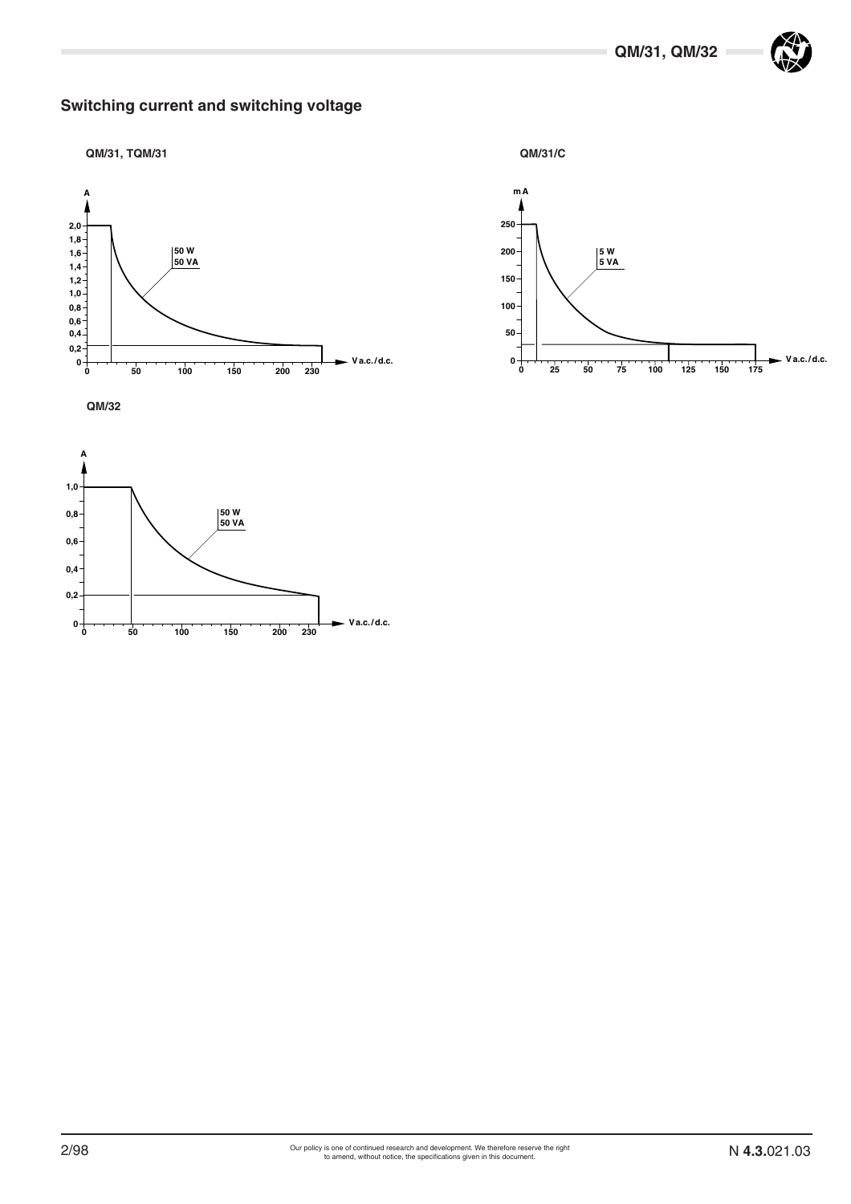## Switching current and switching voltage

QM/31, TQM/31

QM/31/C

QM/32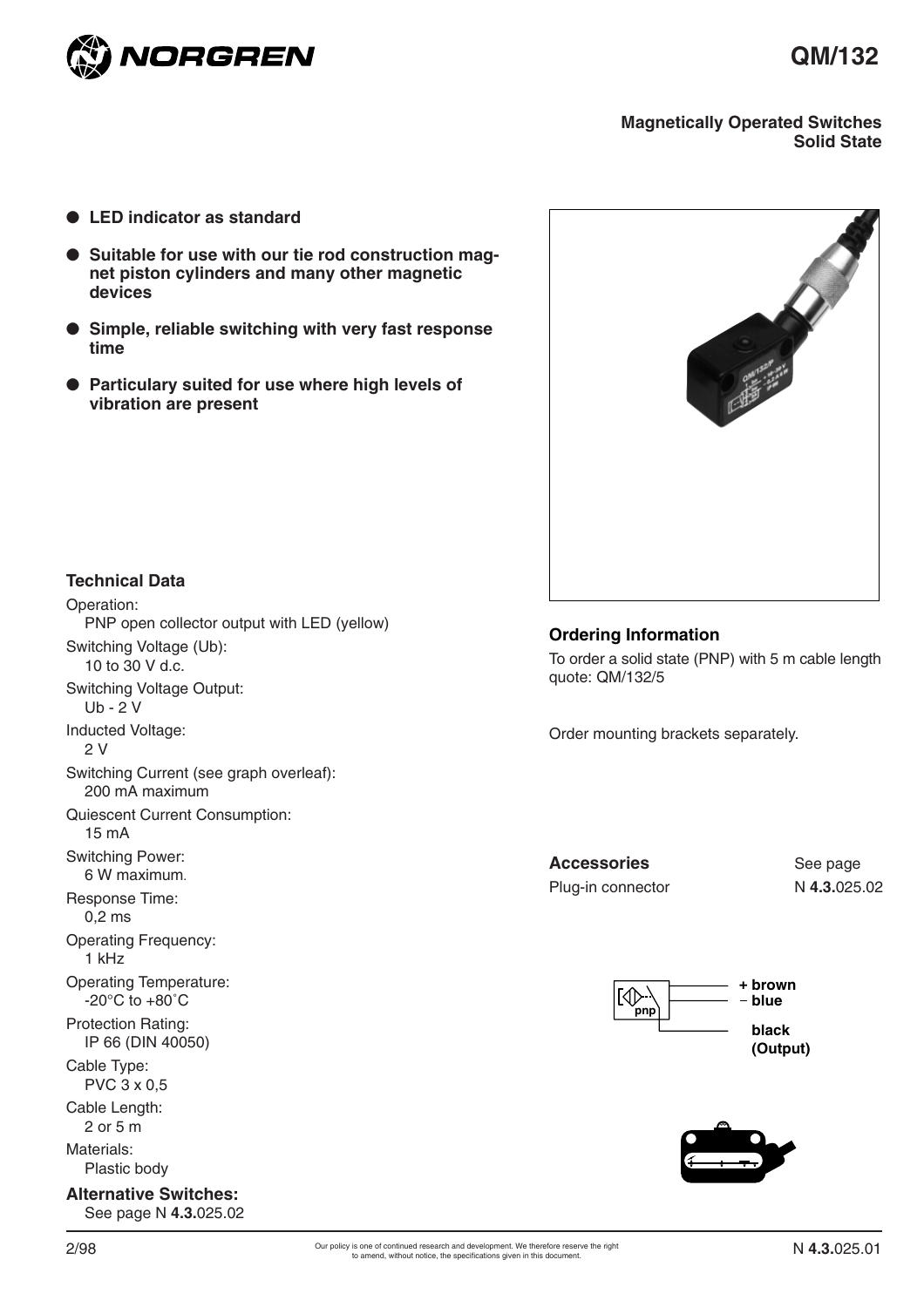# QM/132

**Magnetically Operated Switches**
**Solid State**

- **LED indicator as standard**
- **Suitable for use with our tie rod construction magnet piston cylinders and many other magnetic devices**
- **Simple, reliable switching with very fast response time**
- **Particulary suited for use where high levels of vibration are present**

## Technical Data

Operation:
PNP open collector output with LED (yellow)

Switching Voltage (Ub):
10 to 30 V d.c.

Switching Voltage Output:
Ub - 2 V

Inducted Voltage:
2 V

Switching Current (see graph overleaf):
200 mA maximum

Quiescent Current Consumption:
15 mA

Switching Power:
6 W maximum.

Response Time:
0,2 ms

Operating Frequency:
1 kHz

Operating Temperature:
-20°C to +80˚C

Protection Rating:
IP 66 (DIN 40050)

Cable Type:
PVC 3 x 0,5

Cable Length:
2 or 5 m

Materials:
Plastic body

**Alternative Switches:**
See page N **4.3.**025.02

## Ordering Information

To order a solid state (PNP) with 5 m cable length quote: QM/132/5

Order mounting brackets separately.

| **Accessories** | See page |
|---|---|
| Plug-in connector | N **4.3.**025.02 |

pnp

**+ brown**
**− blue**
**black (Output)**

2/98

Our policy is one of continued research and development. We therefore reserve the right to amend, without notice, the specifications given in this document.

N **4.3.**025.01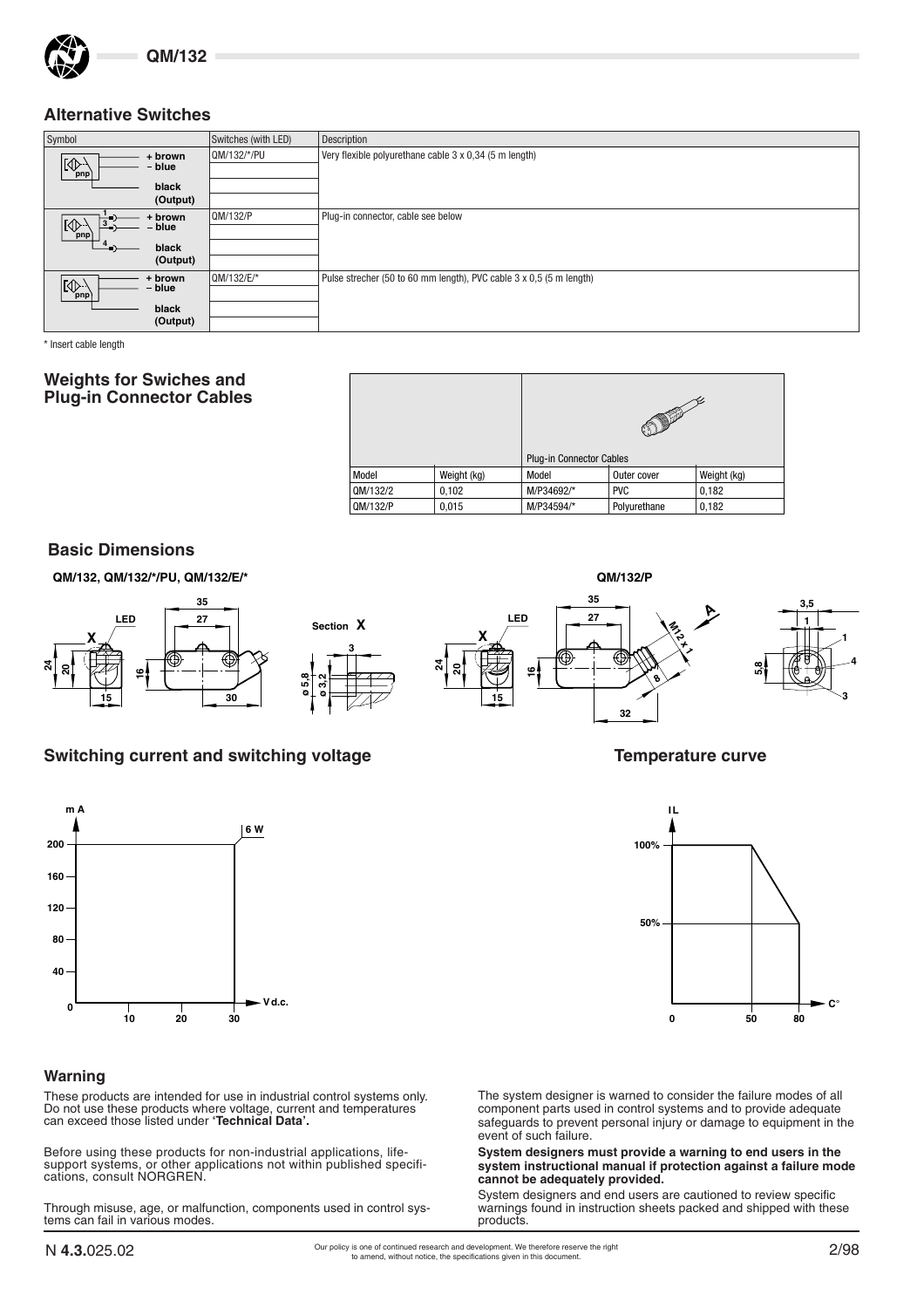## Alternative Switches

| Symbol | Switches (with LED) | Description |
|---|---|---|
| + brown, – blue, black (Output) | QM/132/*/PU | Very flexible polyurethane cable 3 x 0,34 (5 m length) |
| + brown, – blue, black (Output) | QM/132/P | Plug-in connector, cable see below |
| + brown, – blue, black (Output) | QM/132/E/* | Pulse strecher (50 to 60 mm length), PVC cable 3 x 0,5 (5 m length) |

\* Insert cable length

## Weights for Swiches and Plug-in Connector Cables

| Model | Weight (kg) | Plug-in Connector Cables Model | Outer cover | Weight (kg) |
|---|---|---|---|---|
| QM/132/2 | 0,102 | M/P34692/* | PVC | 0,182 |
| QM/132/P | 0,015 | M/P34594/* | Polyurethane | 0,182 |

## Basic Dimensions

**QM/132, QM/132/*/PU, QM/132/E/***

**QM/132/P**

## Switching current and switching voltage

## Temperature curve

## Warning

These products are intended for use in industrial control systems only. Do not use these products where voltage, current and temperatures can exceed those listed under **'Technical Data'.**

Before using these products for non-industrial applications, life-support systems, or other applications not within published specifications, consult NORGREN.

Through misuse, age, or malfunction, components used in control systems can fail in various modes.

The system designer is warned to consider the failure modes of all component parts used in control systems and to provide adequate safeguards to prevent personal injury or damage to equipment in the event of such failure.

**System designers must provide a warning to end users in the system instructional manual if protection against a failure mode cannot be adequately provided.**

System designers and end users are cautioned to review specific warnings found in instruction sheets packed and shipped with these products.

Our policy is one of continued research and development. We therefore reserve the right to amend, without notice, the specifications given in this document.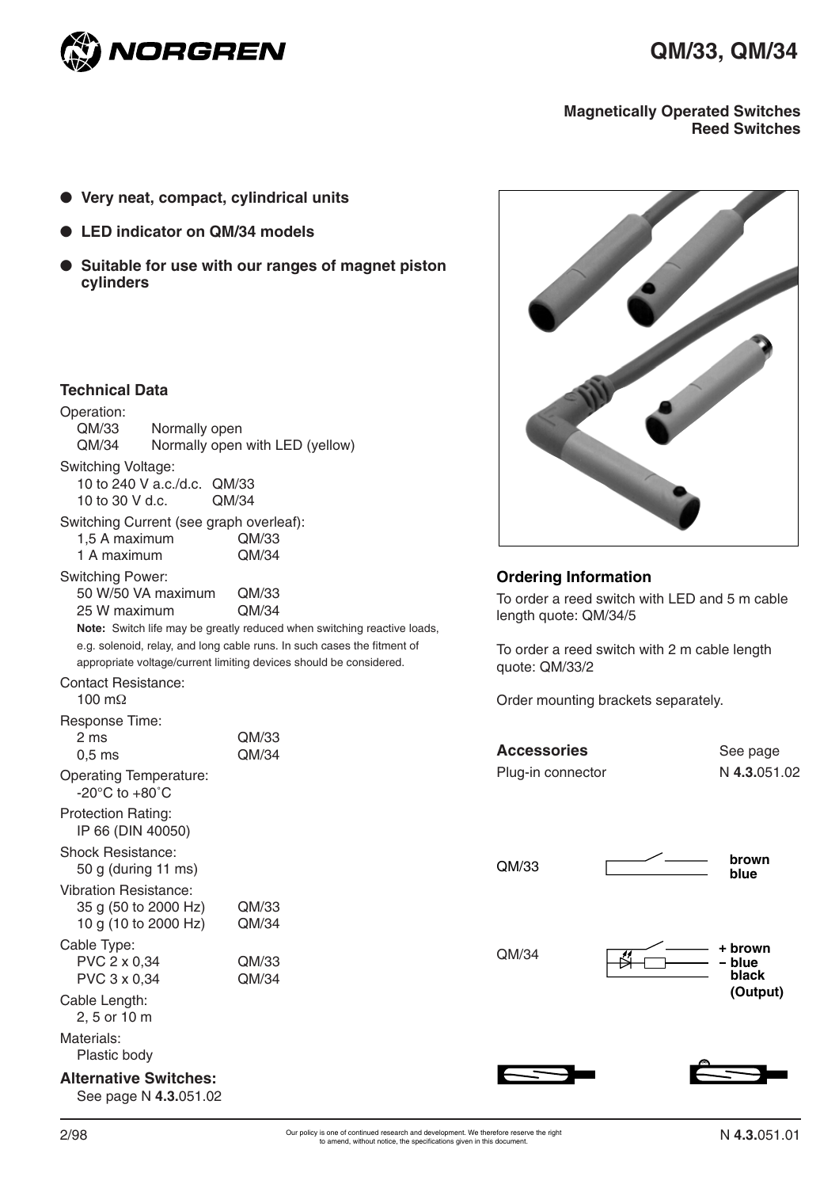# QM/33, QM/34

**Magnetically Operated Switches**
**Reed Switches**

- **Very neat, compact, cylindrical units**
- **LED indicator on QM/34 models**
- **Suitable for use with our ranges of magnet piston cylinders**

## Technical Data

Operation:
| | |
|---|---|
| QM/33 | Normally open |
| QM/34 | Normally open with LED (yellow) |

Switching Voltage:
| | |
|---|---|
| 10 to 240 V a.c./d.c. | QM/33 |
| 10 to 30 V d.c. | QM/34 |

Switching Current (see graph overleaf):
| | |
|---|---|
| 1,5 A maximum | QM/33 |
| 1 A maximum | QM/34 |

Switching Power:
| | |
|---|---|
| 50 W/50 VA maximum | QM/33 |
| 25 W maximum | QM/34 |

**Note:** Switch life may be greatly reduced when switching reactive loads, e.g. solenoid, relay, and long cable runs. In such cases the fitment of appropriate voltage/current limiting devices should be considered.

Contact Resistance:
100 mΩ

Response Time:
| | |
|---|---|
| 2 ms | QM/33 |
| 0,5 ms | QM/34 |

Operating Temperature:
-20°C to +80°C

Protection Rating:
IP 66 (DIN 40050)

Shock Resistance:
50 g (during 11 ms)

Vibration Resistance:
| | |
|---|---|
| 35 g (50 to 2000 Hz) | QM/33 |
| 10 g (10 to 2000 Hz) | QM/34 |

Cable Type:
| | |
|---|---|
| PVC 2 x 0,34 | QM/33 |
| PVC 3 x 0,34 | QM/34 |

Cable Length:
2, 5 or 10 m

Materials:
Plastic body

### Alternative Switches:
See page N **4.3.**051.02

## Ordering Information

To order a reed switch with LED and 5 m cable length quote: QM/34/5

To order a reed switch with 2 m cable length quote: QM/33/2

Order mounting brackets separately.

| **Accessories** | See page |
|---|---|
| Plug-in connector | N **4.3.**051.02 |

QM/33 — **brown**, **blue**

QM/34 — **+ brown**, **– blue**, **black (Output)**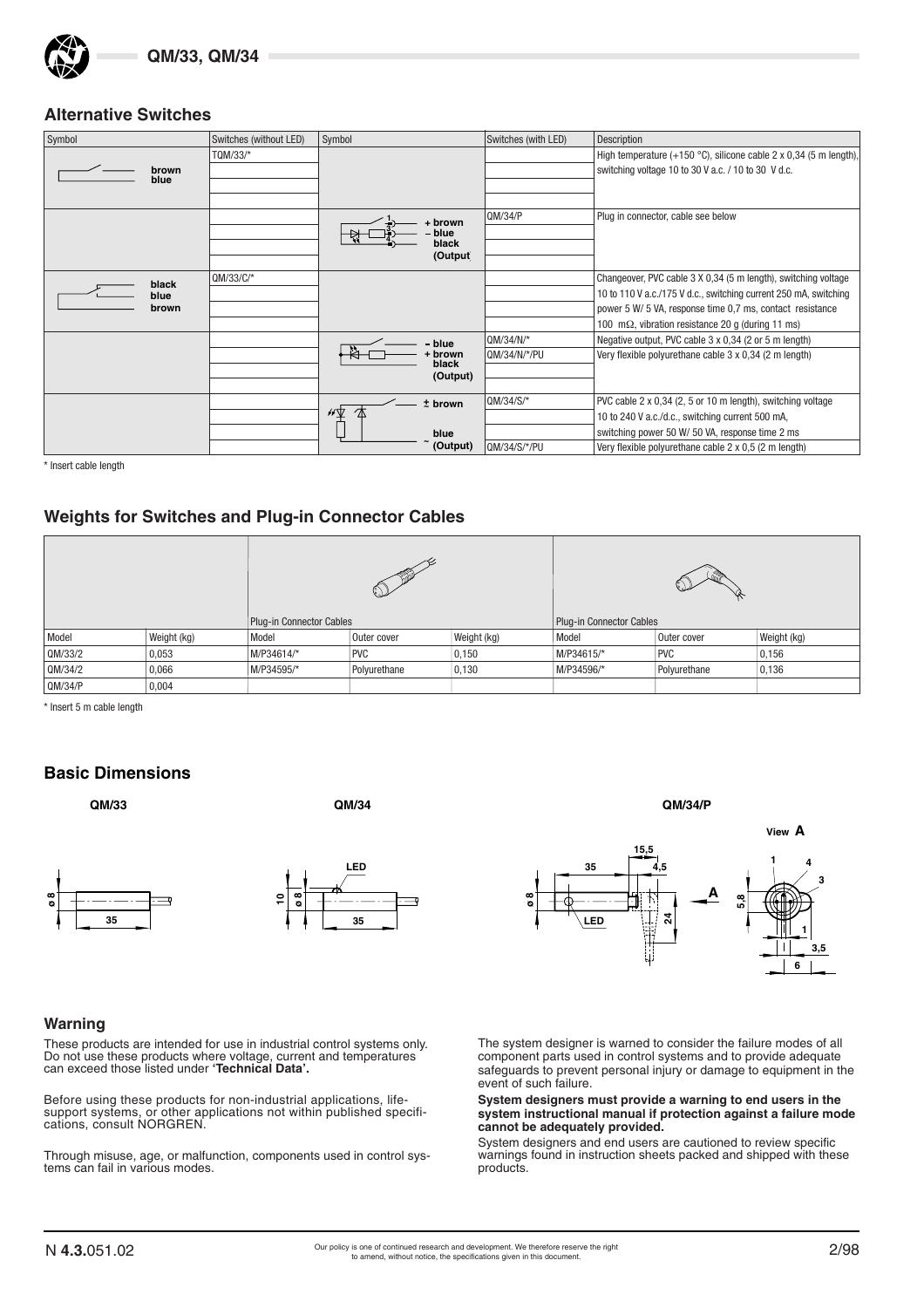## Alternative Switches

| Symbol | Switches (without LED) | Symbol | Switches (with LED) | Description |
|---|---|---|---|---|
| brown blue | TQM/33/* | | | High temperature (+150 °C), silicone cable 2 x 0,34 (5 m length), switching voltage 10 to 30 V a.c. / 10 to 30 V d.c. |
| | | + brown – blue black (Output) | QM/34/P | Plug in connector, cable see below |
| black blue brown | QM/33/C/* | | | Changeover, PVC cable 3 X 0,34 (5 m length), switching voltage 10 to 110 V a.c./175 V d.c., switching current 250 mA, switching power 5 W/ 5 VA, response time 0,7 ms, contact resistance 100 mΩ, vibration resistance 20 g (during 11 ms) |
| | | – blue + brown black (Output) | QM/34/N/* | Negative output, PVC cable 3 x 0,34 (2 or 5 m length) |
| | | | QM/34/N/*/PU | Very flexible polyurethane cable 3 x 0,34 (2 m length) |
| | | ± brown blue ~ (Output) | QM/34/S/* | PVC cable 2 x 0,34 (2, 5 or 10 m length), switching voltage 10 to 240 V a.c./d.c., switching current 500 mA, switching power 50 W/ 50 VA, response time 2 ms |
| | | | QM/34/S/*/PU | Very flexible polyurethane cable 2 x 0,5 (2 m length) |

\* Insert cable length

## Weights for Switches and Plug-in Connector Cables

| | | Plug-in Connector Cables | | | Plug-in Connector Cables | | |
|---|---|---|---|---|---|---|---|
| Model | Weight (kg) | Model | Outer cover | Weight (kg) | Model | Outer cover | Weight (kg) |
| QM/33/2 | 0,053 | M/P34614/* | PVC | 0,150 | M/P34615/* | PVC | 0,156 |
| QM/34/2 | 0,066 | M/P34595/* | Polyurethane | 0,130 | M/P34596/* | Polyurethane | 0,136 |
| QM/34/P | 0,004 | | | | | | |

\* Insert 5 m cable length

## Basic Dimensions

**QM/33**

ø 8, 35

**QM/34**

LED, 10, ø 8, 35

**QM/34/P**

35, 15,5, 4,5, ø 8, LED, 24, A

View **A**: 1, 4, 3, 5,8, 1, 3,5, 6

## Warning

These products are intended for use in industrial control systems only. Do not use these products where voltage, current and temperatures can exceed those listed under **'Technical Data'.**

Before using these products for non-industrial applications, life-support systems, or other applications not within published specifications, consult NORGREN.

Through misuse, age, or malfunction, components used in control systems can fail in various modes.

The system designer is warned to consider the failure modes of all component parts used in control systems and to provide adequate safeguards to prevent personal injury or damage to equipment in the event of such failure.

**System designers must provide a warning to end users in the system instructional manual if protection against a failure mode cannot be adequately provided.**

System designers and end users are cautioned to review specific warnings found in instruction sheets packed and shipped with these products.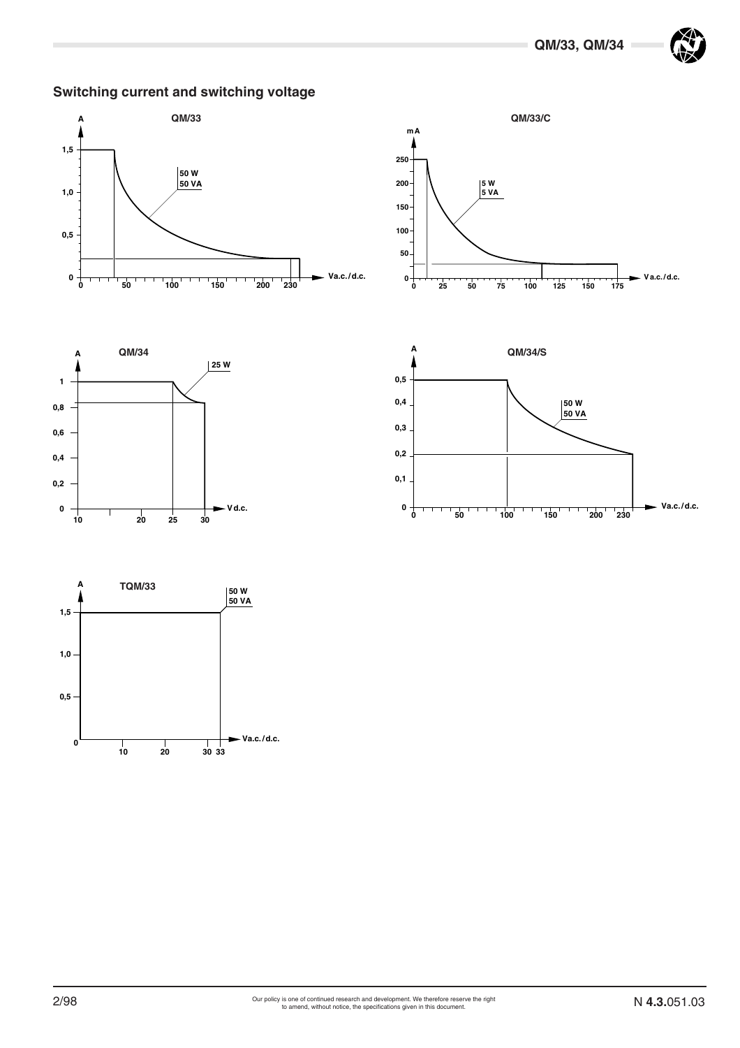## Switching current and switching voltage

QM/33

A

1,5
1,0
0,5
0

50 W
50 VA

0 50 100 150 200 230

Va.c./d.c.

QM/33/C

mA

250
200
150
100
50
0

5 W
5 VA

0 25 50 75 100 125 150 175

Va.c./d.c.

QM/34

A

1
0,8
0,6
0,4
0,2
0

25 W

10 20 25 30

Vd.c.

QM/34/S

A

0,5
0,4
0,3
0,2
0,1
0

50 W
50 VA

0 50 100 150 200 230

Va.c./d.c.

TQM/33

A

1,5
1,0
0,5
0

50 W
50 VA

10 20 30 33

Va.c./d.c.

Our policy is one of continued research and development. We therefore reserve the right to amend, without notice, the specifications given in this document.

2/98

N 4.3.051.03